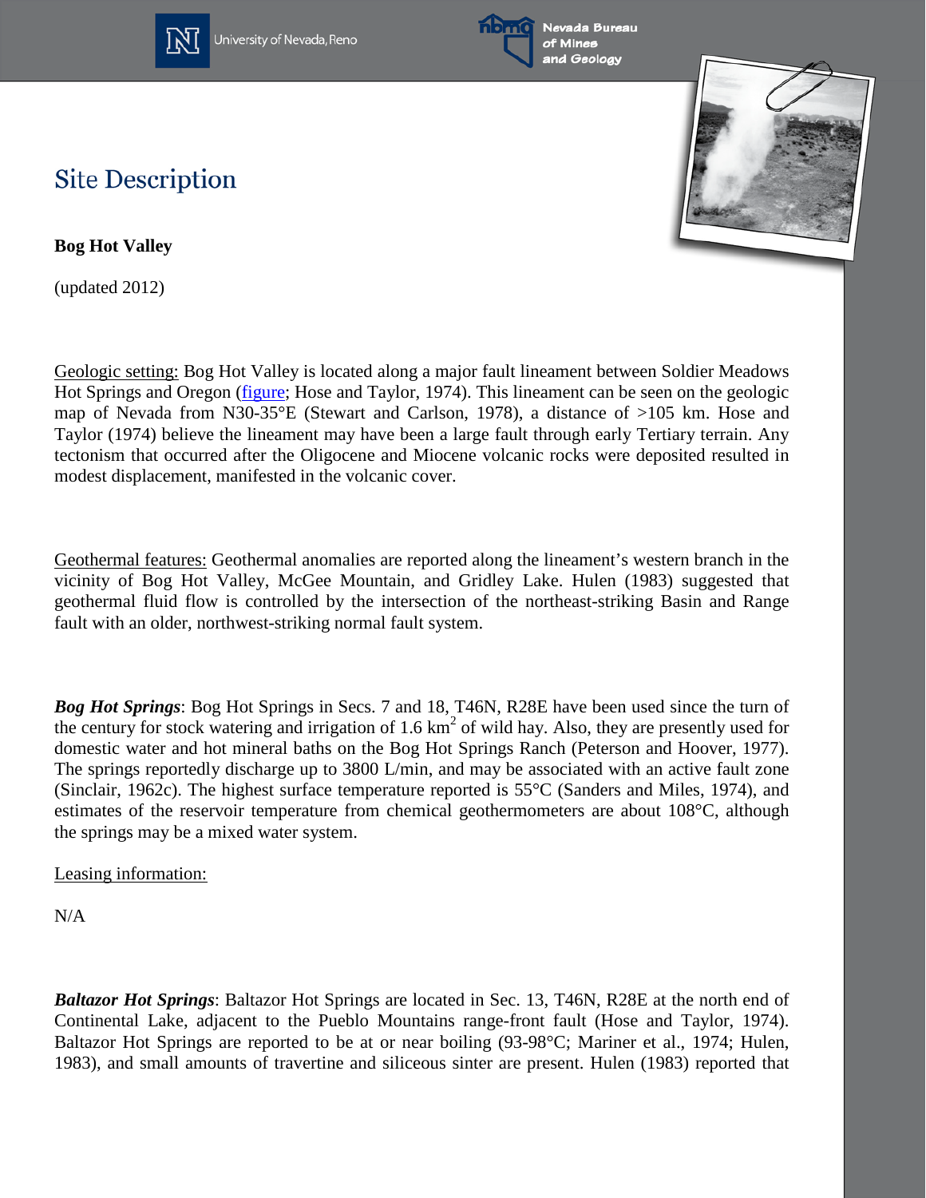# Site Description

**Bog Hot Valley**

(updated 2012)

Geologic setting: Bog Hot Valley is located along a major fault lineament between Soldier Meadows Hot Springs and Oregon (figure; Hose and Taylor, 1974). This lineament can be seen on the geologic map of Nevada from N30-35°E (Stewart and Carlson, 1978), a distance of >105 km. Hose and Taylor (1974) believe the lineament may have been a large fault through early Tertiary terrain. Any tectonism that occurred after the Oligocene and Miocene volcanic rocks were deposited resulted in modest displacement, manifested in the volcanic cover.

Geothermal features: Geothermal anomalies are reported along the lineament's western branch in the vicinity of Bog Hot Valley, McGee Mountain, and Gridley Lake. Hulen (1983) suggested that geothermal fluid flow is controlled by the intersection of the northeast-striking Basin and Range fault with an older, northwest-striking normal fault system.

***Bog Hot Springs***: Bog Hot Springs in Secs. 7 and 18, T46N, R28E have been used since the turn of the century for stock watering and irrigation of 1.6 $km^2$ of wild hay. Also, they are presently used for domestic water and hot mineral baths on the Bog Hot Springs Ranch (Peterson and Hoover, 1977). The springs reportedly discharge up to 3800 L/min, and may be associated with an active fault zone (Sinclair, 1962c). The highest surface temperature reported is 55°C (Sanders and Miles, 1974), and estimates of the reservoir temperature from chemical geothermometers are about 108°C, although the springs may be a mixed water system.

Leasing information:

N/A

***Baltazor Hot Springs***: Baltazor Hot Springs are located in Sec. 13, T46N, R28E at the north end of Continental Lake, adjacent to the Pueblo Mountains range-front fault (Hose and Taylor, 1974). Baltazor Hot Springs are reported to be at or near boiling (93-98°C; Mariner et al., 1974; Hulen, 1983), and small amounts of travertine and siliceous sinter are present. Hulen (1983) reported that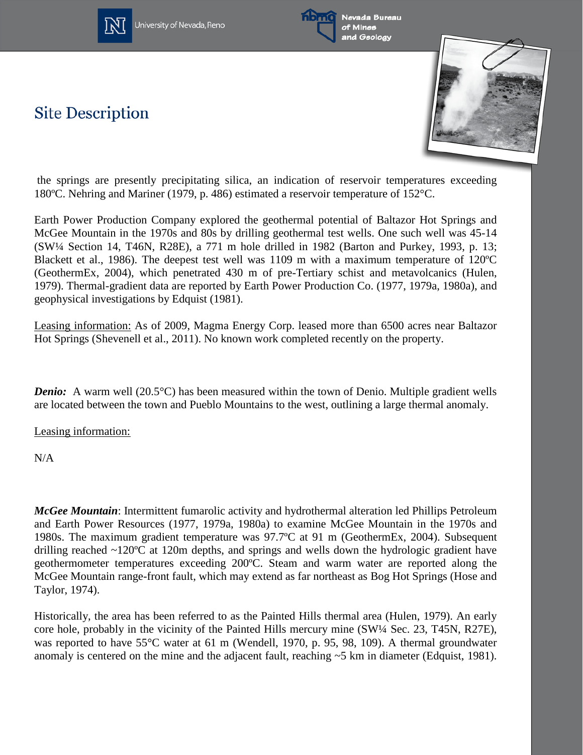# Site Description

the springs are presently precipitating silica, an indication of reservoir temperatures exceeding 180ºC. Nehring and Mariner (1979, p. 486) estimated a reservoir temperature of 152°C.

Earth Power Production Company explored the geothermal potential of Baltazor Hot Springs and McGee Mountain in the 1970s and 80s by drilling geothermal test wells. One such well was 45-14 (SW¼ Section 14, T46N, R28E), a 771 m hole drilled in 1982 (Barton and Purkey, 1993, p. 13; Blackett et al., 1986). The deepest test well was 1109 m with a maximum temperature of 120ºC (GeothermEx, 2004), which penetrated 430 m of pre-Tertiary schist and metavolcanics (Hulen, 1979). Thermal-gradient data are reported by Earth Power Production Co. (1977, 1979a, 1980a), and geophysical investigations by Edquist (1981).

Leasing information: As of 2009, Magma Energy Corp. leased more than 6500 acres near Baltazor Hot Springs (Shevenell et al., 2011). No known work completed recently on the property.

***Denio:*** A warm well (20.5°C) has been measured within the town of Denio. Multiple gradient wells are located between the town and Pueblo Mountains to the west, outlining a large thermal anomaly.

Leasing information:

N/A

***McGee Mountain***: Intermittent fumarolic activity and hydrothermal alteration led Phillips Petroleum and Earth Power Resources (1977, 1979a, 1980a) to examine McGee Mountain in the 1970s and 1980s. The maximum gradient temperature was 97.7ºC at 91 m (GeothermEx, 2004). Subsequent drilling reached ~120ºC at 120m depths, and springs and wells down the hydrologic gradient have geothermometer temperatures exceeding 200ºC. Steam and warm water are reported along the McGee Mountain range-front fault, which may extend as far northeast as Bog Hot Springs (Hose and Taylor, 1974).

Historically, the area has been referred to as the Painted Hills thermal area (Hulen, 1979). An early core hole, probably in the vicinity of the Painted Hills mercury mine (SW¼ Sec. 23, T45N, R27E), was reported to have 55°C water at 61 m (Wendell, 1970, p. 95, 98, 109). A thermal groundwater anomaly is centered on the mine and the adjacent fault, reaching ~5 km in diameter (Edquist, 1981).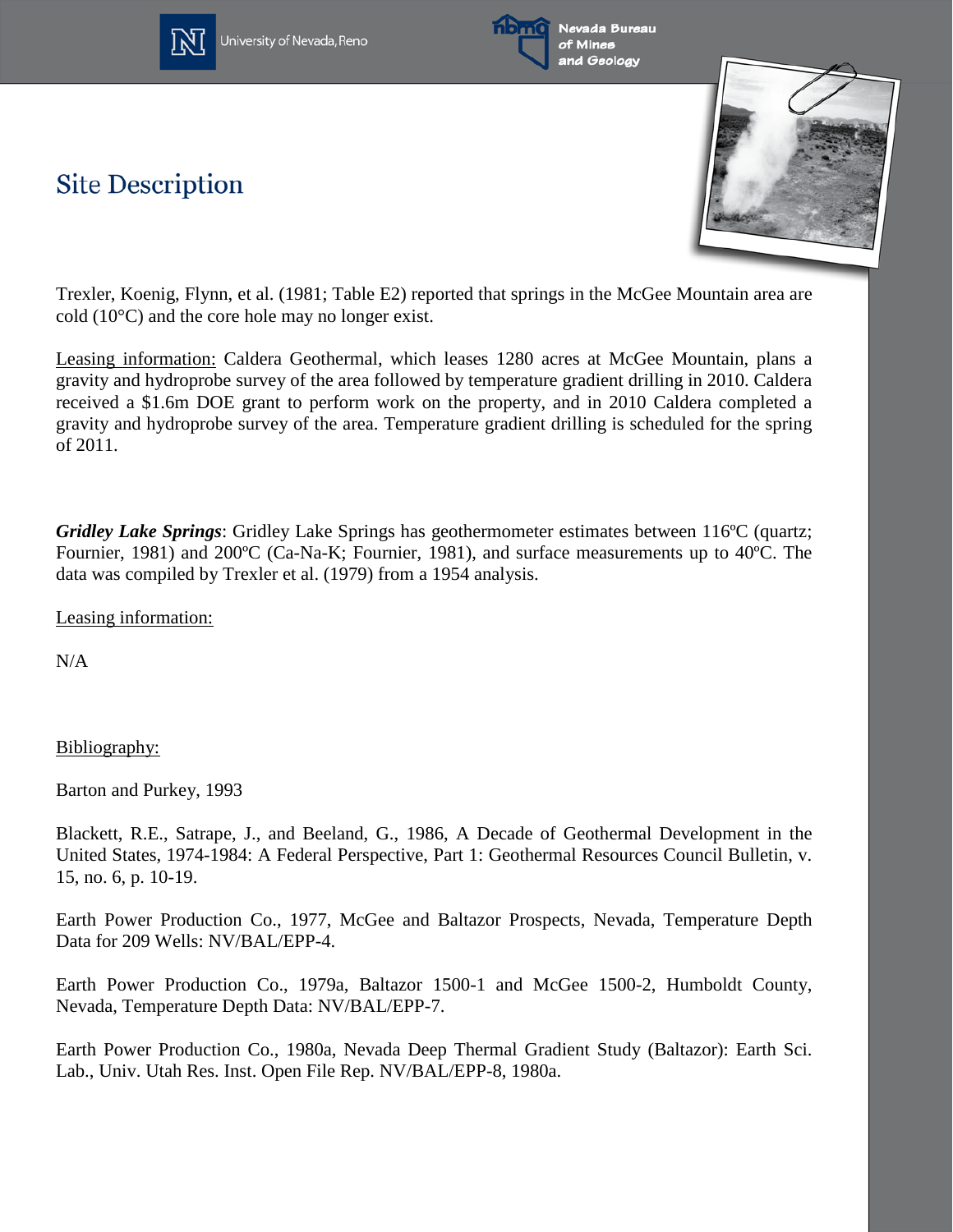# Site Description

Trexler, Koenig, Flynn, et al. (1981; Table E2) reported that springs in the McGee Mountain area are cold (10°C) and the core hole may no longer exist.

Leasing information: Caldera Geothermal, which leases 1280 acres at McGee Mountain, plans a gravity and hydroprobe survey of the area followed by temperature gradient drilling in 2010. Caldera received a \$1.6m DOE grant to perform work on the property, and in 2010 Caldera completed a gravity and hydroprobe survey of the area. Temperature gradient drilling is scheduled for the spring of 2011.

***Gridley Lake Springs***: Gridley Lake Springs has geothermometer estimates between 116ºC (quartz; Fournier, 1981) and 200ºC (Ca-Na-K; Fournier, 1981), and surface measurements up to 40ºC. The data was compiled by Trexler et al. (1979) from a 1954 analysis.

Leasing information:

N/A

Bibliography:

Barton and Purkey, 1993

Blackett, R.E., Satrape, J., and Beeland, G., 1986, A Decade of Geothermal Development in the United States, 1974-1984: A Federal Perspective, Part 1: Geothermal Resources Council Bulletin, v. 15, no. 6, p. 10-19.

Earth Power Production Co., 1977, McGee and Baltazor Prospects, Nevada, Temperature Depth Data for 209 Wells: NV/BAL/EPP-4.

Earth Power Production Co., 1979a, Baltazor 1500-1 and McGee 1500-2, Humboldt County, Nevada, Temperature Depth Data: NV/BAL/EPP-7.

Earth Power Production Co., 1980a, Nevada Deep Thermal Gradient Study (Baltazor): Earth Sci. Lab., Univ. Utah Res. Inst. Open File Rep. NV/BAL/EPP-8, 1980a.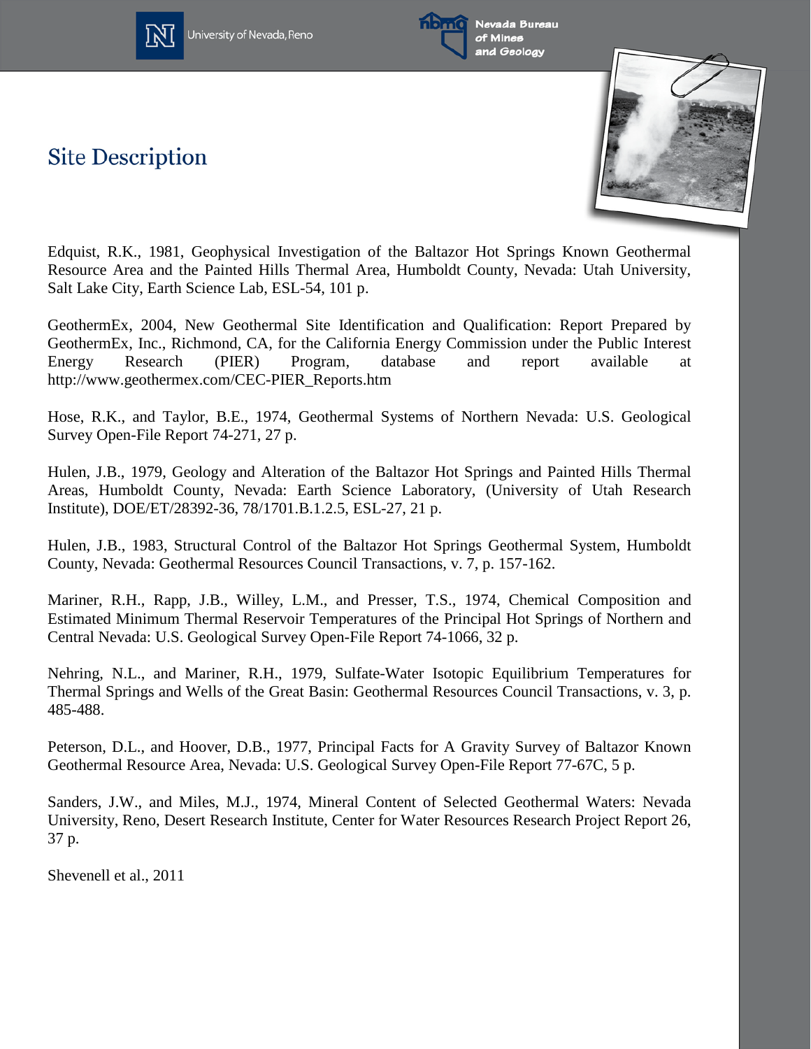# Site Description

Edquist, R.K., 1981, Geophysical Investigation of the Baltazor Hot Springs Known Geothermal Resource Area and the Painted Hills Thermal Area, Humboldt County, Nevada: Utah University, Salt Lake City, Earth Science Lab, ESL-54, 101 p.

GeothermEx, 2004, New Geothermal Site Identification and Qualification: Report Prepared by GeothermEx, Inc., Richmond, CA, for the California Energy Commission under the Public Interest Energy Research (PIER) Program, database and report available at http://www.geothermex.com/CEC-PIER_Reports.htm

Hose, R.K., and Taylor, B.E., 1974, Geothermal Systems of Northern Nevada: U.S. Geological Survey Open-File Report 74-271, 27 p.

Hulen, J.B., 1979, Geology and Alteration of the Baltazor Hot Springs and Painted Hills Thermal Areas, Humboldt County, Nevada: Earth Science Laboratory, (University of Utah Research Institute), DOE/ET/28392-36, 78/1701.B.1.2.5, ESL-27, 21 p.

Hulen, J.B., 1983, Structural Control of the Baltazor Hot Springs Geothermal System, Humboldt County, Nevada: Geothermal Resources Council Transactions, v. 7, p. 157-162.

Mariner, R.H., Rapp, J.B., Willey, L.M., and Presser, T.S., 1974, Chemical Composition and Estimated Minimum Thermal Reservoir Temperatures of the Principal Hot Springs of Northern and Central Nevada: U.S. Geological Survey Open-File Report 74-1066, 32 p.

Nehring, N.L., and Mariner, R.H., 1979, Sulfate-Water Isotopic Equilibrium Temperatures for Thermal Springs and Wells of the Great Basin: Geothermal Resources Council Transactions, v. 3, p. 485-488.

Peterson, D.L., and Hoover, D.B., 1977, Principal Facts for A Gravity Survey of Baltazor Known Geothermal Resource Area, Nevada: U.S. Geological Survey Open-File Report 77-67C, 5 p.

Sanders, J.W., and Miles, M.J., 1974, Mineral Content of Selected Geothermal Waters: Nevada University, Reno, Desert Research Institute, Center for Water Resources Research Project Report 26, 37 p.

Shevenell et al., 2011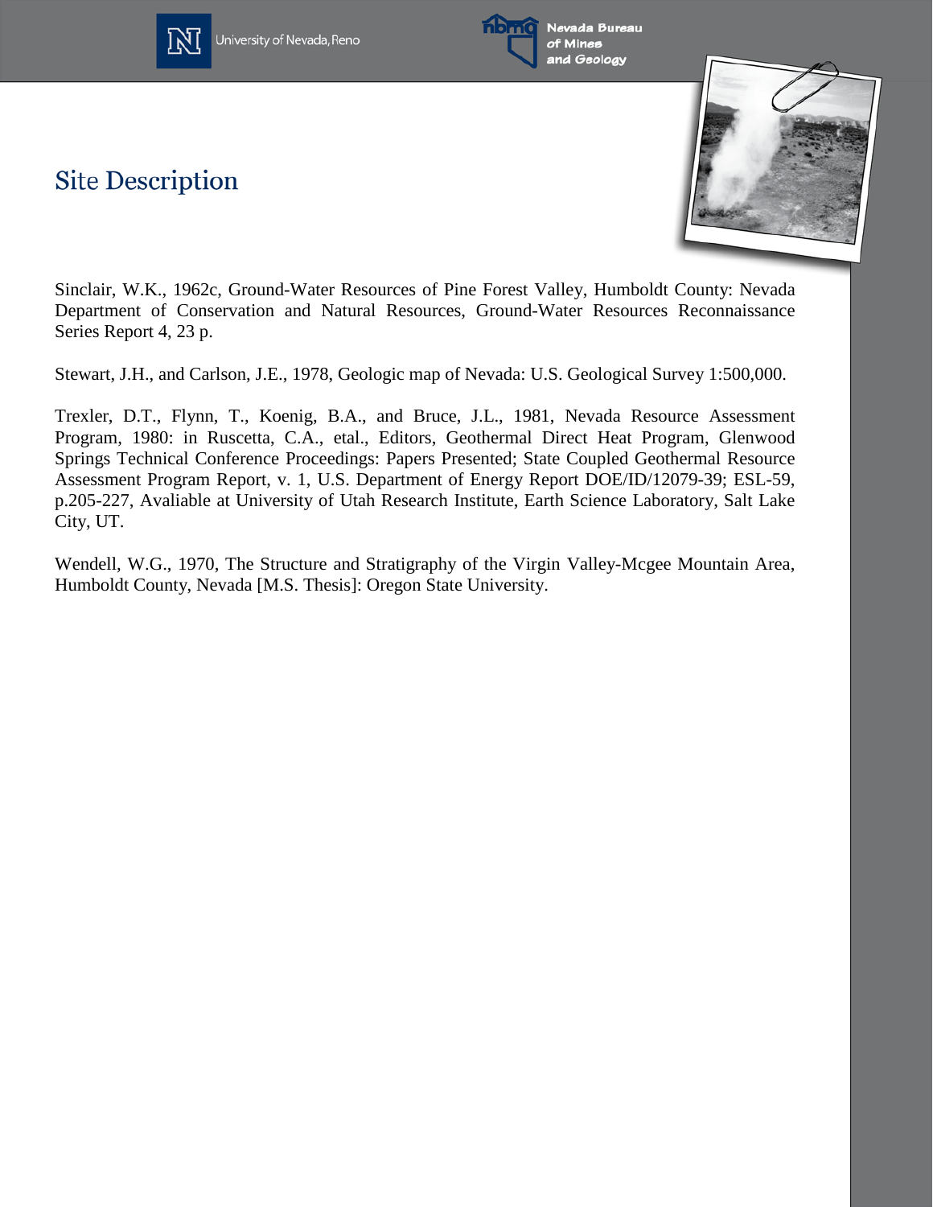Sinclair, W.K., 1962c, Ground-Water Resources of Pine Forest Valley, Humboldt County: Nevada Department of Conservation and Natural Resources, Ground-Water Resources Reconnaissance Series Report 4, 23 p.

Stewart, J.H., and Carlson, J.E., 1978, Geologic map of Nevada: U.S. Geological Survey 1:500,000.

Trexler, D.T., Flynn, T., Koenig, B.A., and Bruce, J.L., 1981, Nevada Resource Assessment Program, 1980: in Ruscetta, C.A., etal., Editors, Geothermal Direct Heat Program, Glenwood Springs Technical Conference Proceedings: Papers Presented; State Coupled Geothermal Resource Assessment Program Report, v. 1, U.S. Department of Energy Report DOE/ID/12079-39; ESL-59, p.205-227, Avaliable at University of Utah Research Institute, Earth Science Laboratory, Salt Lake City, UT.

Wendell, W.G., 1970, The Structure and Stratigraphy of the Virgin Valley-Mcgee Mountain Area, Humboldt County, Nevada [M.S. Thesis]: Oregon State University.